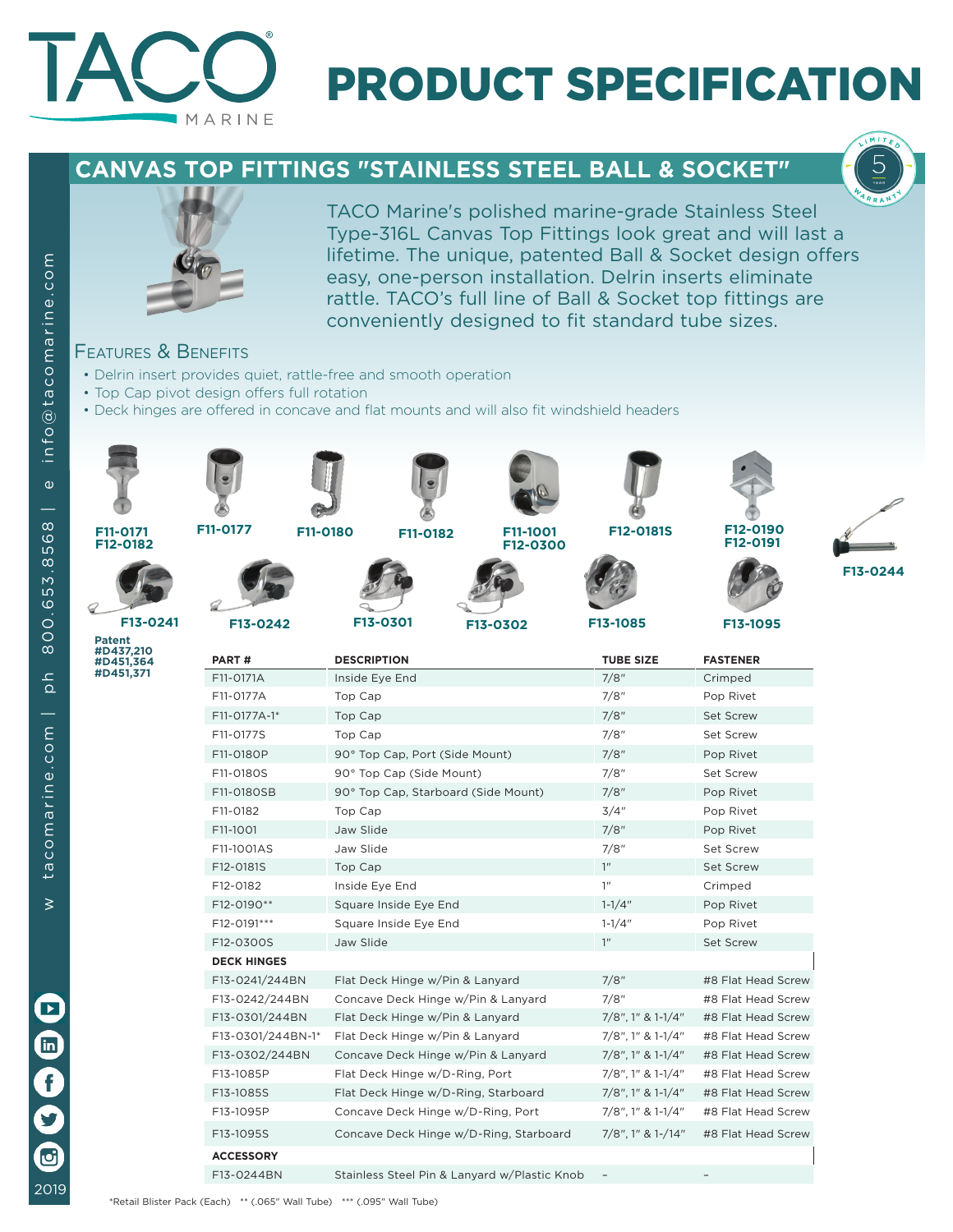# PRODUCT SPECIFICATION

## CANVAS TOP FITTINGS "STAINLESS STEEL BALL & SOCKET"

TACO Marine's polished marine-grade Stainless Steel Type-316L Canvas Top Fittings look great and will last a lifetime. The unique, patented Ball & Socket design offers easy, one-person installation. Delrin inserts eliminate rattle. TACO's full line of Ball & Socket top fittings are conveniently designed to fit standard tube sizes.

### Features & Benefits

- Delrin insert provides quiet, rattle-free and smooth operation
- Top Cap pivot design offers full rotation
- Deck hinges are offered in concave and flat mounts and will also fit windshield headers

F11-0171 F12-0182 | F11-0177 | F11-0180 | F11-0182 | F11-1001 F12-0300 | F12-0181S | F12-0190 F12-0191 | F13-0244

F13-0241 | F13-0242 | F13-0301 | F13-0302 | F13-1085 | F13-1095

**Patent #D437,210 #D451,364 #D451,371**

| PART # | DESCRIPTION | TUBE SIZE | FASTENER |
|---|---|---|---|
| F11-0171A | Inside Eye End | 7/8" | Crimped |
| F11-0177A | Top Cap | 7/8" | Pop Rivet |
| F11-0177A-1* | Top Cap | 7/8" | Set Screw |
| F11-0177S | Top Cap | 7/8" | Set Screw |
| F11-0180P | 90° Top Cap, Port (Side Mount) | 7/8" | Pop Rivet |
| F11-0180S | 90° Top Cap (Side Mount) | 7/8" | Set Screw |
| F11-0180SB | 90° Top Cap, Starboard (Side Mount) | 7/8" | Pop Rivet |
| F11-0182 | Top Cap | 3/4" | Pop Rivet |
| F11-1001 | Jaw Slide | 7/8" | Pop Rivet |
| F11-1001AS | Jaw Slide | 7/8" | Set Screw |
| F12-0181S | Top Cap | 1" | Set Screw |
| F12-0182 | Inside Eye End | 1" | Crimped |
| F12-0190** | Square Inside Eye End | 1-1/4" | Pop Rivet |
| F12-0191*** | Square Inside Eye End | 1-1/4" | Pop Rivet |
| F12-0300S | Jaw Slide | 1" | Set Screw |
| **DECK HINGES** | | | |
| F13-0241/244BN | Flat Deck Hinge w/Pin & Lanyard | 7/8" | #8 Flat Head Screw |
| F13-0242/244BN | Concave Deck Hinge w/Pin & Lanyard | 7/8" | #8 Flat Head Screw |
| F13-0301/244BN | Flat Deck Hinge w/Pin & Lanyard | 7/8", 1" & 1-1/4" | #8 Flat Head Screw |
| F13-0301/244BN-1* | Flat Deck Hinge w/Pin & Lanyard | 7/8", 1" & 1-1/4" | #8 Flat Head Screw |
| F13-0302/244BN | Concave Deck Hinge w/Pin & Lanyard | 7/8", 1" & 1-1/4" | #8 Flat Head Screw |
| F13-1085P | Flat Deck Hinge w/D-Ring, Port | 7/8", 1" & 1-1/4" | #8 Flat Head Screw |
| F13-1085S | Flat Deck Hinge w/D-Ring, Starboard | 7/8", 1" & 1-1/4" | #8 Flat Head Screw |
| F13-1095P | Concave Deck Hinge w/D-Ring, Port | 7/8", 1" & 1-1/4" | #8 Flat Head Screw |
| F13-1095S | Concave Deck Hinge w/D-Ring, Starboard | 7/8", 1" & 1-/14" | #8 Flat Head Screw |
| **ACCESSORY** | | | |
| F13-0244BN | Stainless Steel Pin & Lanyard w/Plastic Knob | – | – |

*Retail Blister Pack (Each) ** (.065" Wall Tube) *** (.095" Wall Tube)

w tacomarine.com | ph 800.653.8568 | e info@tacomarine.com

2019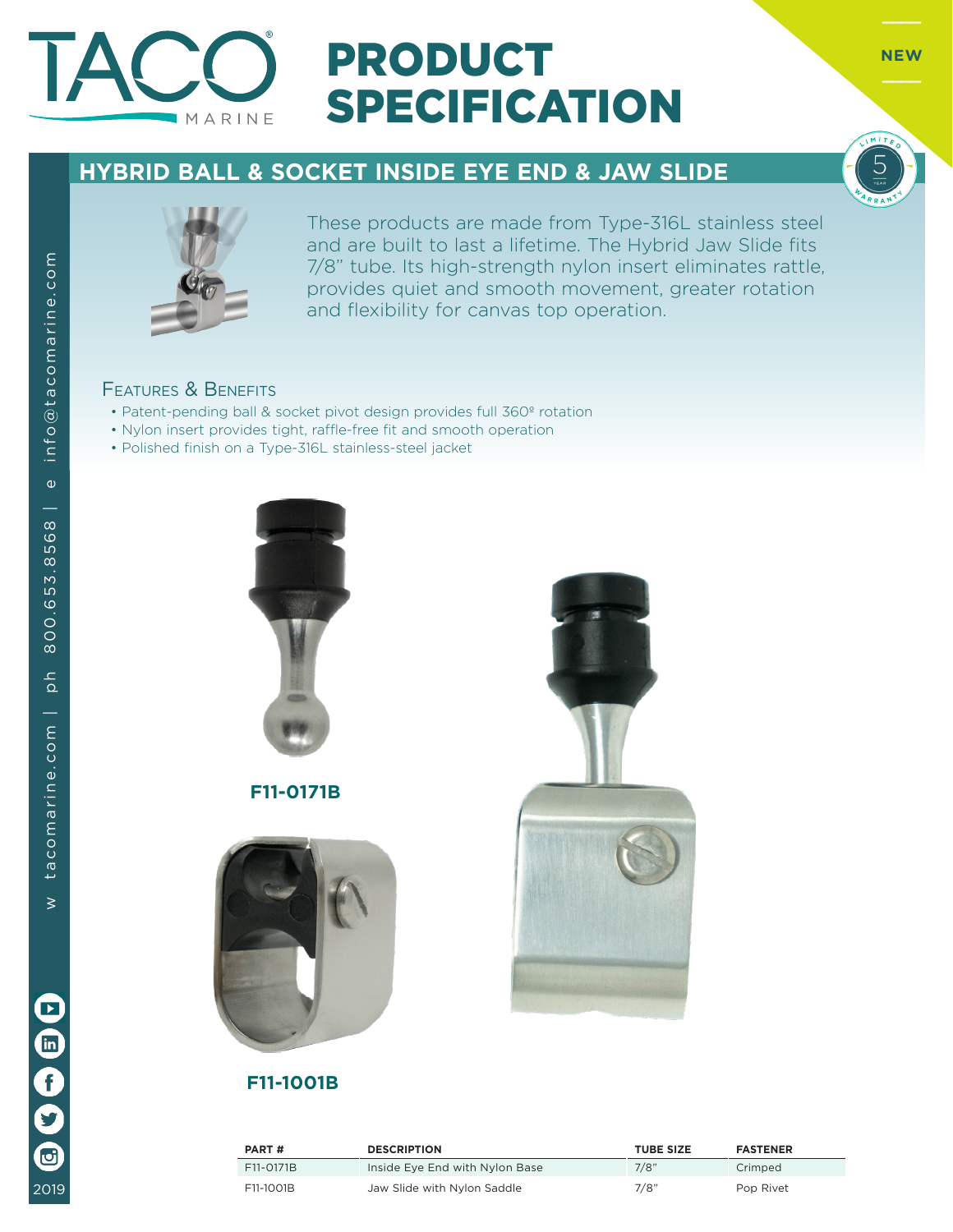# TACO MARINE PRODUCT SPECIFICATION

NEW

## HYBRID BALL & SOCKET INSIDE EYE END & JAW SLIDE

These products are made from Type-316L stainless steel and are built to last a lifetime. The Hybrid Jaw Slide fits 7/8" tube. Its high-strength nylon insert eliminates rattle, provides quiet and smooth movement, greater rotation and flexibility for canvas top operation.

### Features & Benefits

- Patent-pending ball & socket pivot design provides full 360º rotation
- Nylon insert provides tight, raffle-free fit and smooth operation
- Polished finish on a Type-316L stainless-steel jacket

**F11-0171B**

**F11-1001B**

| PART # | DESCRIPTION | TUBE SIZE | FASTENER |
|---|---|---|---|
| F11-0171B | Inside Eye End with Nylon Base | 7/8" | Crimped |
| F11-1001B | Jaw Slide with Nylon Saddle | 7/8" | Pop Rivet |

w tacomarine.com | ph 800.653.8568 | e info@tacomarine.com

2019